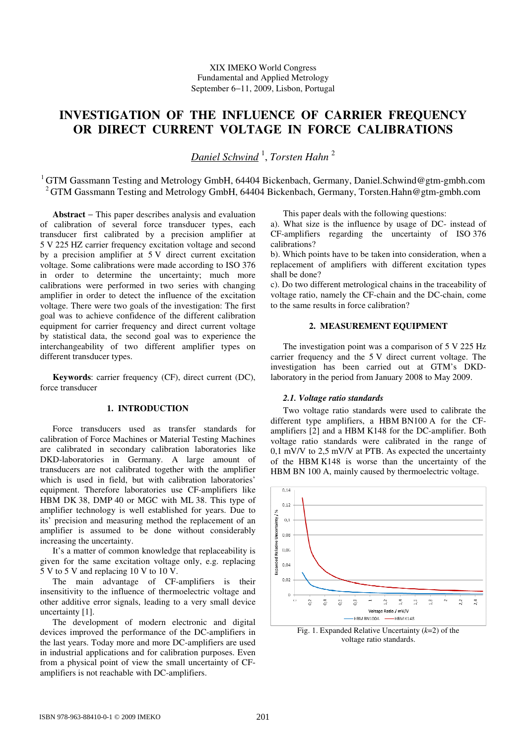XIX IMEKO World Congress
Fundamental and Applied Metrology
September 6−11, 2009, Lisbon, Portugal

# INVESTIGATION OF THE INFLUENCE OF CARRIER FREQUENCY OR DIRECT CURRENT VOLTAGE IN FORCE CALIBRATIONS

*Daniel Schwind* [1], *Torsten Hahn* [2]

[1] GTM Gassmann Testing and Metrology GmbH, 64404 Bickenbach, Germany, Daniel.Schwind@gtm-gmbh.com
[2] GTM Gassmann Testing and Metrology GmbH, 64404 Bickenbach, Germany, Torsten.Hahn@gtm-gmbh.com

**Abstract** − This paper describes analysis and evaluation of calibration of several force transducer types, each transducer first calibrated by a precision amplifier at 5 V 225 HZ carrier frequency excitation voltage and second by a precision amplifier at 5 V direct current excitation voltage. Some calibrations were made according to ISO 376 in order to determine the uncertainty; much more calibrations were performed in two series with changing amplifier in order to detect the influence of the excitation voltage. There were two goals of the investigation: The first goal was to achieve confidence of the different calibration equipment for carrier frequency and direct current voltage by statistical data, the second goal was to experience the interchangeability of two different amplifier types on different transducer types.

**Keywords**: carrier frequency (CF), direct current (DC), force transducer

## 1. INTRODUCTION

Force transducers used as transfer standards for calibration of Force Machines or Material Testing Machines are calibrated in secondary calibration laboratories like DKD-laboratories in Germany. A large amount of transducers are not calibrated together with the amplifier which is used in field, but with calibration laboratories' equipment. Therefore laboratories use CF-amplifiers like HBM DK 38, DMP 40 or MGC with ML 38. This type of amplifier technology is well established for years. Due to its' precision and measuring method the replacement of an amplifier is assumed to be done without considerably increasing the uncertainty.

It's a matter of common knowledge that replaceability is given for the same excitation voltage only, e.g. replacing 5 V to 5 V and replacing 10 V to 10 V.

The main advantage of CF-amplifiers is their insensitivity to the influence of thermoelectric voltage and other additive error signals, leading to a very small device uncertainty [1].

The development of modern electronic and digital devices improved the performance of the DC-amplifiers in the last years. Today more and more DC-amplifiers are used in industrial applications and for calibration purposes. Even from a physical point of view the small uncertainty of CF-amplifiers is not reachable with DC-amplifiers.

This paper deals with the following questions:

a). What size is the influence by usage of DC- instead of CF-amplifiers regarding the uncertainty of ISO 376 calibrations?

b). Which points have to be taken into consideration, when a replacement of amplifiers with different excitation types shall be done?

c). Do two different metrological chains in the traceability of voltage ratio, namely the CF-chain and the DC-chain, come to the same results in force calibration?

## 2. MEASUREMENT EQUIPMENT

The investigation point was a comparison of 5 V 225 Hz carrier frequency and the 5 V direct current voltage. The investigation has been carried out at GTM's DKD-laboratory in the period from January 2008 to May 2009.

### *2.1. Voltage ratio standards*

Two voltage ratio standards were used to calibrate the different type amplifiers, a HBM BN100 A for the CF-amplifiers [2] and a HBM K148 for the DC-amplifier. Both voltage ratio standards were calibrated in the range of 0,1 mV/V to 2,5 mV/V at PTB. As expected the uncertainty of the HBM K148 is worse than the uncertainty of the HBM BN 100 A, mainly caused by thermoelectric voltage.

Fig. 1. Expanded Relative Uncertainty ($k$=2) of the voltage ratio standards.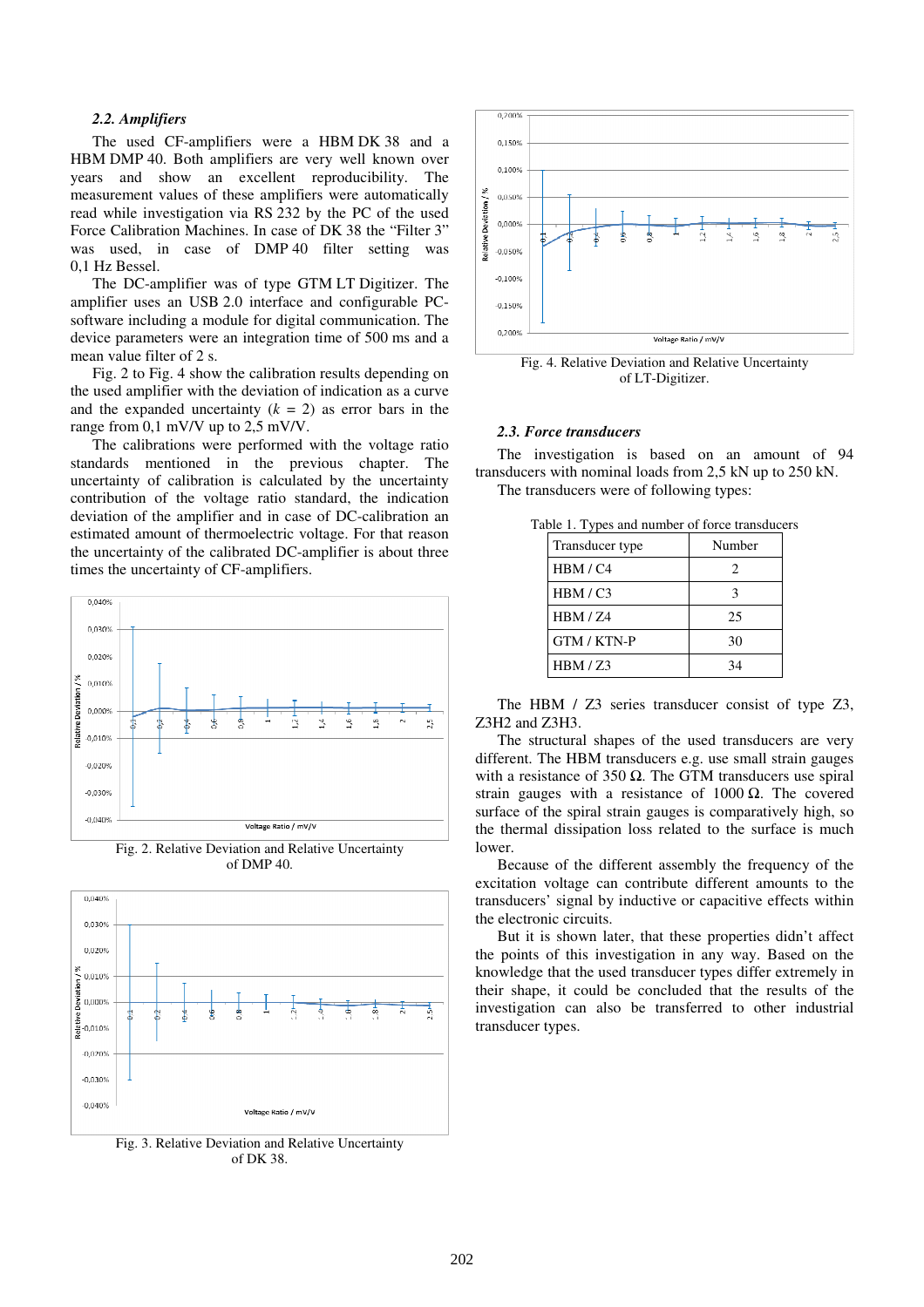### *2.2. Amplifiers*

The used CF-amplifiers were a HBM DK 38 and a HBM DMP 40. Both amplifiers are very well known over years and show an excellent reproducibility. The measurement values of these amplifiers were automatically read while investigation via RS 232 by the PC of the used Force Calibration Machines. In case of DK 38 the "Filter 3" was used, in case of DMP 40 filter setting was 0,1 Hz Bessel.

The DC-amplifier was of type GTM LT Digitizer. The amplifier uses an USB 2.0 interface and configurable PC-software including a module for digital communication. The device parameters were an integration time of 500 ms and a mean value filter of 2 s.

Fig. 2 to Fig. 4 show the calibration results depending on the used amplifier with the deviation of indication as a curve and the expanded uncertainty ($k$ = 2) as error bars in the range from 0,1 mV/V up to 2,5 mV/V.

The calibrations were performed with the voltage ratio standards mentioned in the previous chapter. The uncertainty of calibration is calculated by the uncertainty contribution of the voltage ratio standard, the indication deviation of the amplifier and in case of DC-calibration an estimated amount of thermoelectric voltage. For that reason the uncertainty of the calibrated DC-amplifier is about three times the uncertainty of CF-amplifiers.

Fig. 2. Relative Deviation and Relative Uncertainty of DMP 40.

Fig. 3. Relative Deviation and Relative Uncertainty of DK 38.

Fig. 4. Relative Deviation and Relative Uncertainty of LT-Digitizer.

### *2.3. Force transducers*

The investigation is based on an amount of 94 transducers with nominal loads from 2,5 kN up to 250 kN.

The transducers were of following types:

Table 1. Types and number of force transducers

| Transducer type | Number |
|---|---|
| HBM / C4 | 2 |
| HBM / C3 | 3 |
| HBM / Z4 | 25 |
| GTM / KTN-P | 30 |
| HBM / Z3 | 34 |

The HBM / Z3 series transducer consist of type Z3, Z3H2 and Z3H3.

The structural shapes of the used transducers are very different. The HBM transducers e.g. use small strain gauges with a resistance of 350 Ω. The GTM transducers use spiral strain gauges with a resistance of 1000 Ω. The covered surface of the spiral strain gauges is comparatively high, so the thermal dissipation loss related to the surface is much lower.

Because of the different assembly the frequency of the excitation voltage can contribute different amounts to the transducers' signal by inductive or capacitive effects within the electronic circuits.

But it is shown later, that these properties didn't affect the points of this investigation in any way. Based on the knowledge that the used transducer types differ extremely in their shape, it could be concluded that the results of the investigation can also be transferred to other industrial transducer types.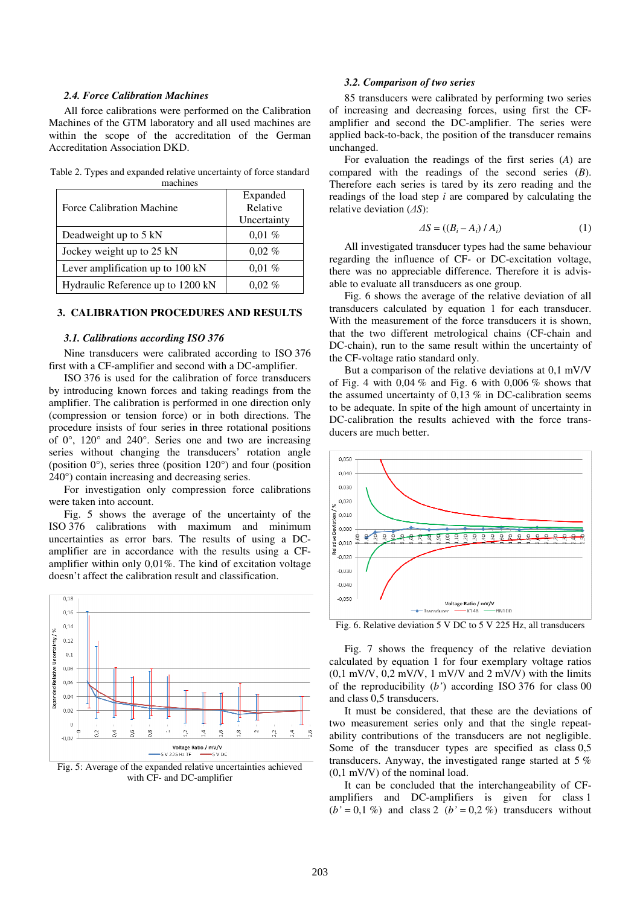### 2.4. Force Calibration Machines

All force calibrations were performed on the Calibration Machines of the GTM laboratory and all used machines are within the scope of the accreditation of the German Accreditation Association DKD.

Table 2. Types and expanded relative uncertainty of force standard machines

| Force Calibration Machine | Expanded Relative Uncertainty |
|---|---|
| Deadweight up to 5 kN | 0,01 % |
| Jockey weight up to 25 kN | 0,02 % |
| Lever amplification up to 100 kN | 0,01 % |
| Hydraulic Reference up to 1200 kN | 0,02 % |

## 3. CALIBRATION PROCEDURES AND RESULTS

### 3.1. Calibrations according ISO 376

Nine transducers were calibrated according to ISO 376 first with a CF-amplifier and second with a DC-amplifier.

ISO 376 is used for the calibration of force transducers by introducing known forces and taking readings from the amplifier. The calibration is performed in one direction only (compression or tension force) or in both directions. The procedure insists of four series in three rotational positions of 0°, 120° and 240°. Series one and two are increasing series without changing the transducers' rotation angle (position 0°), series three (position 120°) and four (position 240°) contain increasing and decreasing series.

For investigation only compression force calibrations were taken into account.

Fig. 5 shows the average of the uncertainty of the ISO 376 calibrations with maximum and minimum uncertainties as error bars. The results of using a DC-amplifier are in accordance with the results using a CF-amplifier within only 0,01%. The kind of excitation voltage doesn't affect the calibration result and classification.

Fig. 5: Average of the expanded relative uncertainties achieved with CF- and DC-amplifier

### 3.2. Comparison of two series

85 transducers were calibrated by performing two series of increasing and decreasing forces, using first the CF-amplifier and second the DC-amplifier. The series were applied back-to-back, the position of the transducer remains unchanged.

For evaluation the readings of the first series ($A$) are compared with the readings of the second series ($B$). Therefore each series is tared by its zero reading and the readings of the load step $i$ are compared by calculating the relative deviation ($\Delta S$):

$$\Delta S = ((B_i - A_i) / A_i) \qquad (1)$$

All investigated transducer types had the same behaviour regarding the influence of CF- or DC-excitation voltage, there was no appreciable difference. Therefore it is advisable to evaluate all transducers as one group.

Fig. 6 shows the average of the relative deviation of all transducers calculated by equation 1 for each transducer. With the measurement of the force transducers it is shown, that the two different metrological chains (CF-chain and DC-chain), run to the same result within the uncertainty of the CF-voltage ratio standard only.

But a comparison of the relative deviations at 0,1 mV/V of Fig. 4 with 0,04 % and Fig. 6 with 0,006 % shows that the assumed uncertainty of 0,13 % in DC-calibration seems to be adequate. In spite of the high amount of uncertainty in DC-calibration the results achieved with the force transducers are much better.

Fig. 6. Relative deviation 5 V DC to 5 V 225 Hz, all transducers

Fig. 7 shows the frequency of the relative deviation calculated by equation 1 for four exemplary voltage ratios (0,1 mV/V, 0,2 mV/V, 1 mV/V and 2 mV/V) with the limits of the reproducibility ($b'$) according ISO 376 for class 00 and class 0,5 transducers.

It must be considered, that these are the deviations of two measurement series only and that the single repeatability contributions of the transducers are not negligible. Some of the transducer types are specified as class 0,5 transducers. Anyway, the investigated range started at 5 % (0,1 mV/V) of the nominal load.

It can be concluded that the interchangeability of CF-amplifiers and DC-amplifiers is given for class 1 ($b' = 0{,}1$ %) and class 2 ($b' = 0{,}2$ %) transducers without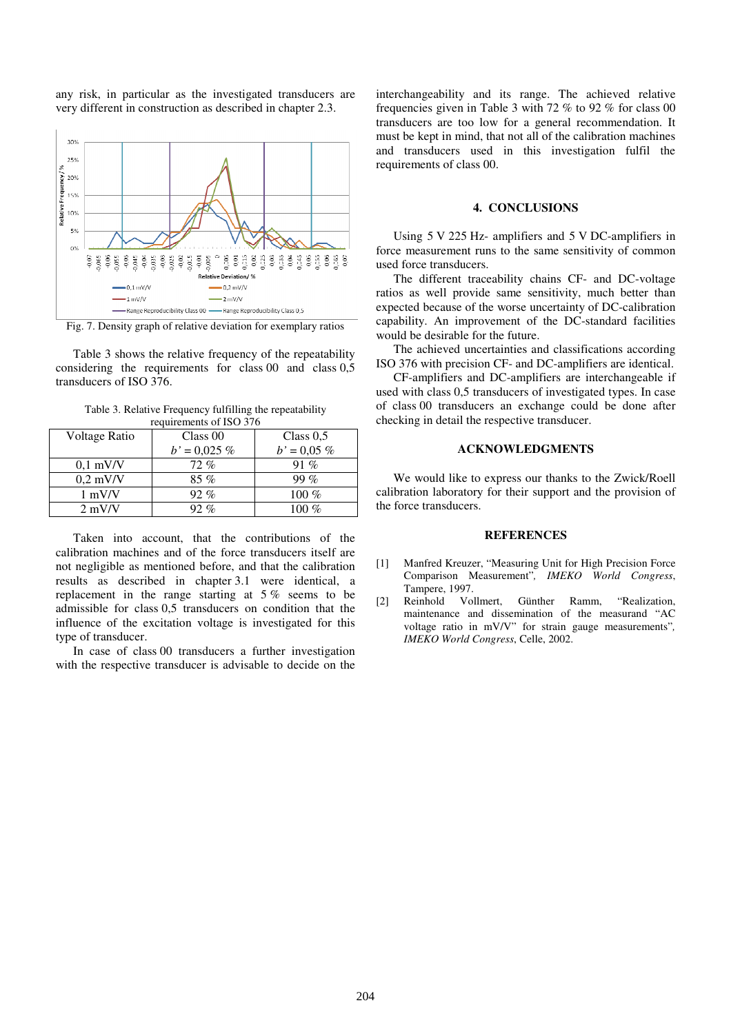any risk, in particular as the investigated transducers are very different in construction as described in chapter 2.3.

30%
25%
20%
15%
10%
5%
0%
Relative Frequency / %
-0,07 -0,065 -0,06 -0,055 -0,05 -0,045 -0,04 -0,035 -0,03 -0,025 -0,02 -0,015 -0,01 -0,005 0 0,005 0,01 0,015 0,02 0,025 0,03 0,035 0,04 0,045 0,05 0,055 0,06 0,065 0,07
Relative Deviation/ %
0,1 mV/V
0,2 mV/V
1 mV/V
2 mV/V
Range Reproducibility Class 00
Range Reproducibility Class 0,5

Fig. 7. Density graph of relative deviation for exemplary ratios

Table 3 shows the relative frequency of the repeatability considering the requirements for class 00 and class 0,5 transducers of ISO 376.

Table 3. Relative Frequency fulfilling the repeatability requirements of ISO 376

| Voltage Ratio | Class 00 $b' = 0{,}025$ % | Class 0,5 $b' = 0{,}05$ % |
|---|---|---|
| 0,1 mV/V | 72 % | 91 % |
| 0,2 mV/V | 85 % | 99 % |
| 1 mV/V | 92 % | 100 % |
| 2 mV/V | 92 % | 100 % |

Taken into account, that the contributions of the calibration machines and of the force transducers itself are not negligible as mentioned before, and that the calibration results as described in chapter 3.1 were identical, a replacement in the range starting at 5 % seems to be admissible for class 0,5 transducers on condition that the influence of the excitation voltage is investigated for this type of transducer.

In case of class 00 transducers a further investigation with the respective transducer is advisable to decide on the interchangeability and its range. The achieved relative frequencies given in Table 3 with 72 % to 92 % for class 00 transducers are too low for a general recommendation. It must be kept in mind, that not all of the calibration machines and transducers used in this investigation fulfil the requirements of class 00.

## 4. CONCLUSIONS

Using 5 V 225 Hz- amplifiers and 5 V DC-amplifiers in force measurement runs to the same sensitivity of common used force transducers.

The different traceability chains CF- and DC-voltage ratios as well provide same sensitivity, much better than expected because of the worse uncertainty of DC-calibration capability. An improvement of the DC-standard facilities would be desirable for the future.

The achieved uncertainties and classifications according ISO 376 with precision CF- and DC-amplifiers are identical.

CF-amplifiers and DC-amplifiers are interchangeable if used with class 0,5 transducers of investigated types. In case of class 00 transducers an exchange could be done after checking in detail the respective transducer.

## ACKNOWLEDGMENTS

We would like to express our thanks to the Zwick/Roell calibration laboratory for their support and the provision of the force transducers.

## REFERENCES

[1] Manfred Kreuzer, "Measuring Unit for High Precision Force Comparison Measurement", *IMEKO World Congress*, Tampere, 1997.

[2] Reinhold Vollmert, Günther Ramm, "Realization, maintenance and dissemination of the measurand "AC voltage ratio in mV/V" for strain gauge measurements", *IMEKO World Congress*, Celle, 2002.